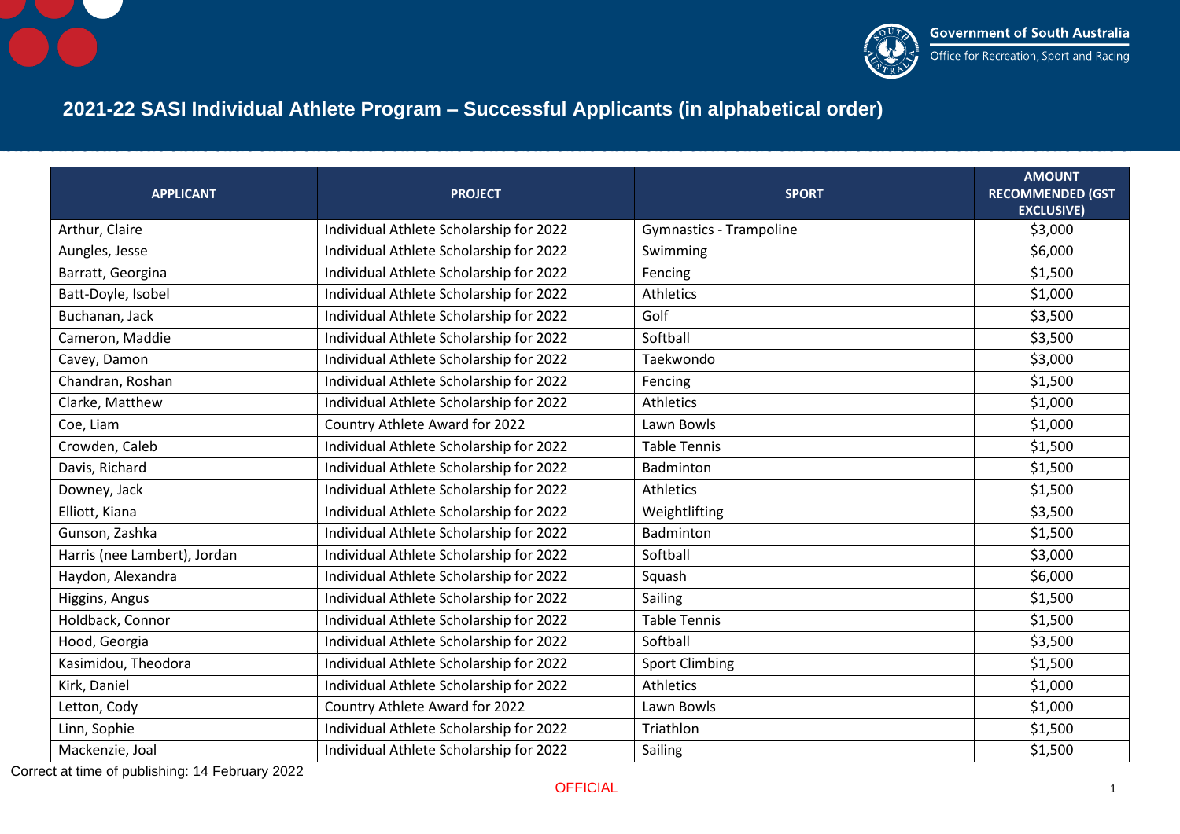Government of South Australia
Office for Recreation, Sport and Racing

# 2021-22 SASI Individual Athlete Program – Successful Applicants (in alphabetical order)

| APPLICANT | PROJECT | SPORT | AMOUNT RECOMMENDED (GST EXCLUSIVE) |
|---|---|---|---|
| Arthur, Claire | Individual Athlete Scholarship for 2022 | Gymnastics - Trampoline | $3,000 |
| Aungles, Jesse | Individual Athlete Scholarship for 2022 | Swimming | $6,000 |
| Barratt, Georgina | Individual Athlete Scholarship for 2022 | Fencing | $1,500 |
| Batt-Doyle, Isobel | Individual Athlete Scholarship for 2022 | Athletics | $1,000 |
| Buchanan, Jack | Individual Athlete Scholarship for 2022 | Golf | $3,500 |
| Cameron, Maddie | Individual Athlete Scholarship for 2022 | Softball | $3,500 |
| Cavey, Damon | Individual Athlete Scholarship for 2022 | Taekwondo | $3,000 |
| Chandran, Roshan | Individual Athlete Scholarship for 2022 | Fencing | $1,500 |
| Clarke, Matthew | Individual Athlete Scholarship for 2022 | Athletics | $1,000 |
| Coe, Liam | Country Athlete Award for 2022 | Lawn Bowls | $1,000 |
| Crowden, Caleb | Individual Athlete Scholarship for 2022 | Table Tennis | $1,500 |
| Davis, Richard | Individual Athlete Scholarship for 2022 | Badminton | $1,500 |
| Downey, Jack | Individual Athlete Scholarship for 2022 | Athletics | $1,500 |
| Elliott, Kiana | Individual Athlete Scholarship for 2022 | Weightlifting | $3,500 |
| Gunson, Zashka | Individual Athlete Scholarship for 2022 | Badminton | $1,500 |
| Harris (nee Lambert), Jordan | Individual Athlete Scholarship for 2022 | Softball | $3,000 |
| Haydon, Alexandra | Individual Athlete Scholarship for 2022 | Squash | $6,000 |
| Higgins, Angus | Individual Athlete Scholarship for 2022 | Sailing | $1,500 |
| Holdback, Connor | Individual Athlete Scholarship for 2022 | Table Tennis | $1,500 |
| Hood, Georgia | Individual Athlete Scholarship for 2022 | Softball | $3,500 |
| Kasimidou, Theodora | Individual Athlete Scholarship for 2022 | Sport Climbing | $1,500 |
| Kirk, Daniel | Individual Athlete Scholarship for 2022 | Athletics | $1,000 |
| Letton, Cody | Country Athlete Award for 2022 | Lawn Bowls | $1,000 |
| Linn, Sophie | Individual Athlete Scholarship for 2022 | Triathlon | $1,500 |
| Mackenzie, Joal | Individual Athlete Scholarship for 2022 | Sailing | $1,500 |

Correct at time of publishing: 14 February 2022

OFFICIAL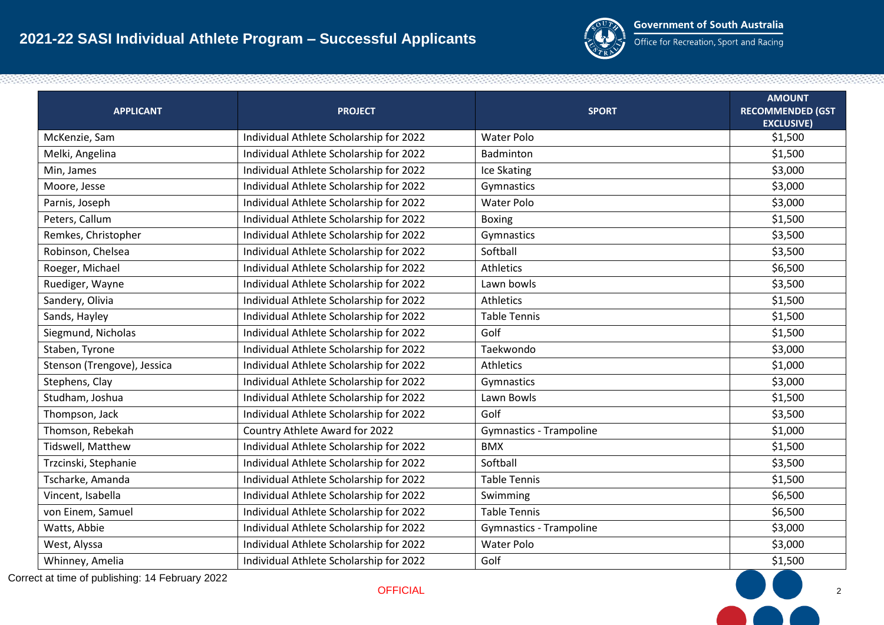# 2021-22 SASI Individual Athlete Program – Successful Applicants

| APPLICANT | PROJECT | SPORT | AMOUNT RECOMMENDED (GST EXCLUSIVE) |
|---|---|---|---|
| McKenzie, Sam | Individual Athlete Scholarship for 2022 | Water Polo | $1,500 |
| Melki, Angelina | Individual Athlete Scholarship for 2022 | Badminton | $1,500 |
| Min, James | Individual Athlete Scholarship for 2022 | Ice Skating | $3,000 |
| Moore, Jesse | Individual Athlete Scholarship for 2022 | Gymnastics | $3,000 |
| Parnis, Joseph | Individual Athlete Scholarship for 2022 | Water Polo | $3,000 |
| Peters, Callum | Individual Athlete Scholarship for 2022 | Boxing | $1,500 |
| Remkes, Christopher | Individual Athlete Scholarship for 2022 | Gymnastics | $3,500 |
| Robinson, Chelsea | Individual Athlete Scholarship for 2022 | Softball | $3,500 |
| Roeger, Michael | Individual Athlete Scholarship for 2022 | Athletics | $6,500 |
| Ruediger, Wayne | Individual Athlete Scholarship for 2022 | Lawn bowls | $3,500 |
| Sandery, Olivia | Individual Athlete Scholarship for 2022 | Athletics | $1,500 |
| Sands, Hayley | Individual Athlete Scholarship for 2022 | Table Tennis | $1,500 |
| Siegmund, Nicholas | Individual Athlete Scholarship for 2022 | Golf | $1,500 |
| Staben, Tyrone | Individual Athlete Scholarship for 2022 | Taekwondo | $3,000 |
| Stenson (Trengove), Jessica | Individual Athlete Scholarship for 2022 | Athletics | $1,000 |
| Stephens, Clay | Individual Athlete Scholarship for 2022 | Gymnastics | $3,000 |
| Studham, Joshua | Individual Athlete Scholarship for 2022 | Lawn Bowls | $1,500 |
| Thompson, Jack | Individual Athlete Scholarship for 2022 | Golf | $3,500 |
| Thomson, Rebekah | Country Athlete Award for 2022 | Gymnastics - Trampoline | $1,000 |
| Tidswell, Matthew | Individual Athlete Scholarship for 2022 | BMX | $1,500 |
| Trzcinski, Stephanie | Individual Athlete Scholarship for 2022 | Softball | $3,500 |
| Tscharke, Amanda | Individual Athlete Scholarship for 2022 | Table Tennis | $1,500 |
| Vincent, Isabella | Individual Athlete Scholarship for 2022 | Swimming | $6,500 |
| von Einem, Samuel | Individual Athlete Scholarship for 2022 | Table Tennis | $6,500 |
| Watts, Abbie | Individual Athlete Scholarship for 2022 | Gymnastics - Trampoline | $3,000 |
| West, Alyssa | Individual Athlete Scholarship for 2022 | Water Polo | $3,000 |
| Whinney, Amelia | Individual Athlete Scholarship for 2022 | Golf | $1,500 |

Correct at time of publishing: 14 February 2022

OFFICIAL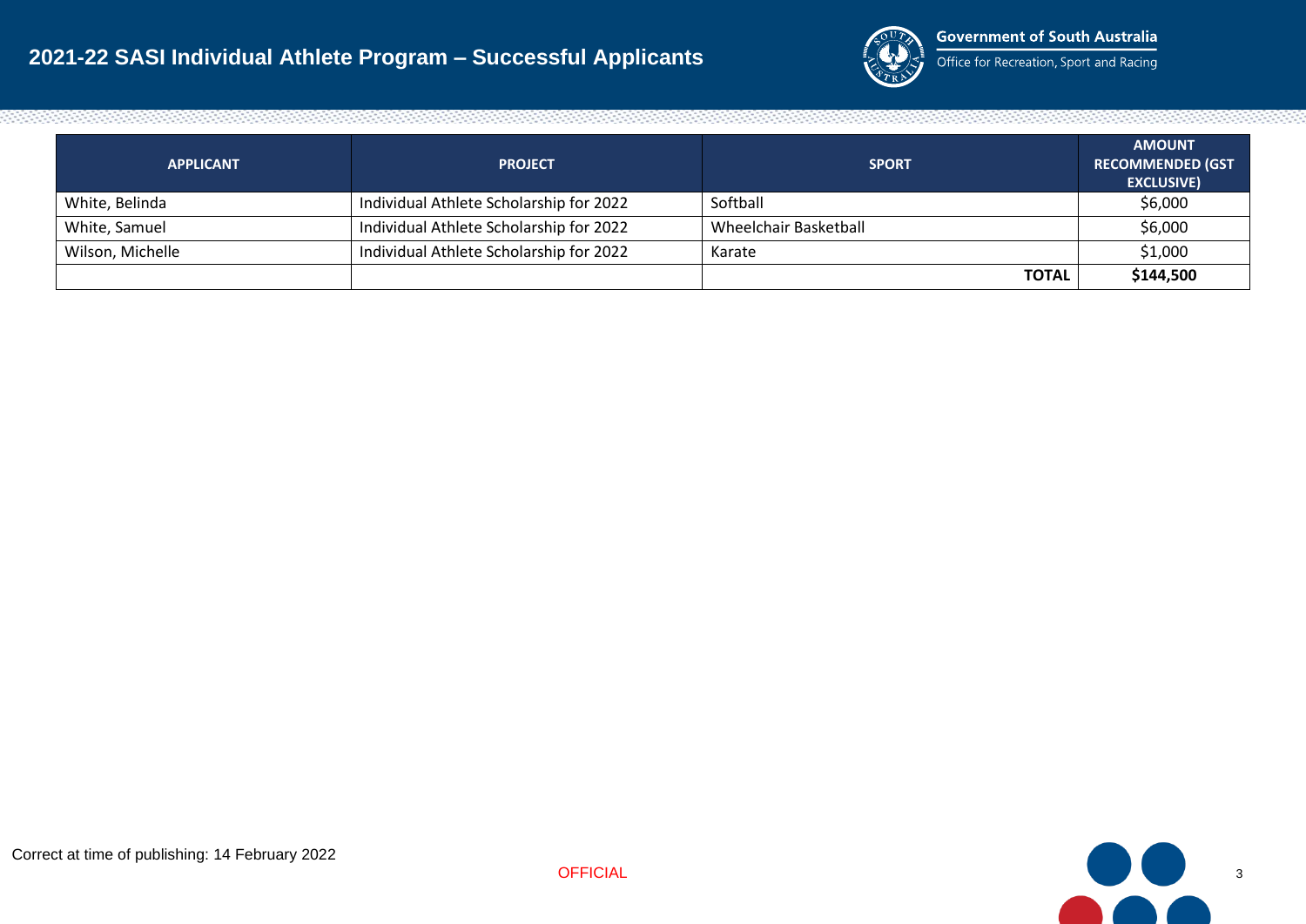# 2021-22 SASI Individual Athlete Program – Successful Applicants

| APPLICANT | PROJECT | SPORT | AMOUNT RECOMMENDED (GST EXCLUSIVE) |
|---|---|---|---|
| White, Belinda | Individual Athlete Scholarship for 2022 | Softball | $6,000 |
| White, Samuel | Individual Athlete Scholarship for 2022 | Wheelchair Basketball | $6,000 |
| Wilson, Michelle | Individual Athlete Scholarship for 2022 | Karate | $1,000 |
| | | **TOTAL** | **$144,500** |

Correct at time of publishing: 14 February 2022

OFFICIAL